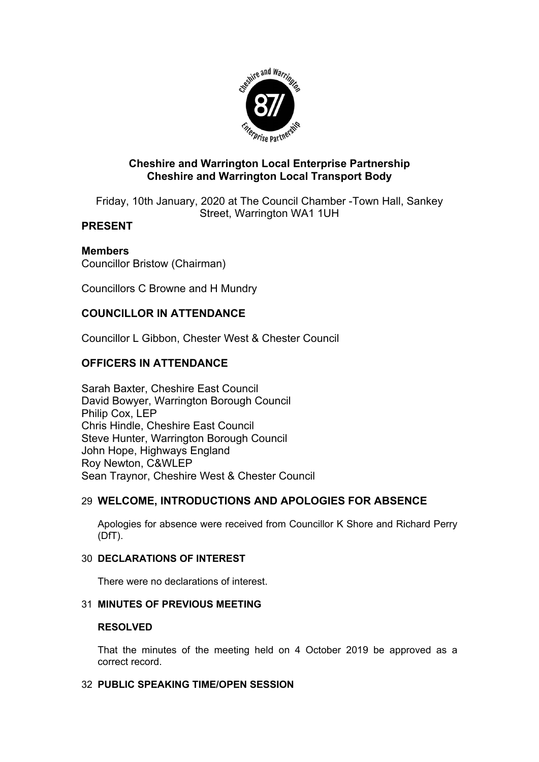**Cheshire and Warrington Local Enterprise Partnership**
**Cheshire and Warrington Local Transport Body**

Friday, 10th January, 2020 at The Council Chamber -Town Hall, Sankey Street, Warrington WA1 1UH

## PRESENT

### Members

Councillor Bristow (Chairman)

Councillors C Browne and H Mundry

## COUNCILLOR IN ATTENDANCE

Councillor L Gibbon, Chester West & Chester Council

## OFFICERS IN ATTENDANCE

Sarah Baxter, Cheshire East Council
David Bowyer, Warrington Borough Council
Philip Cox, LEP
Chris Hindle, Cheshire East Council
Steve Hunter, Warrington Borough Council
John Hope, Highways England
Roy Newton, C&WLEP
Sean Traynor, Cheshire West & Chester Council

## 29 WELCOME, INTRODUCTIONS AND APOLOGIES FOR ABSENCE

Apologies for absence were received from Councillor K Shore and Richard Perry (DfT).

### 30 DECLARATIONS OF INTEREST

There were no declarations of interest.

### 31 MINUTES OF PREVIOUS MEETING

**RESOLVED**

That the minutes of the meeting held on 4 October 2019 be approved as a correct record.

### 32 PUBLIC SPEAKING TIME/OPEN SESSION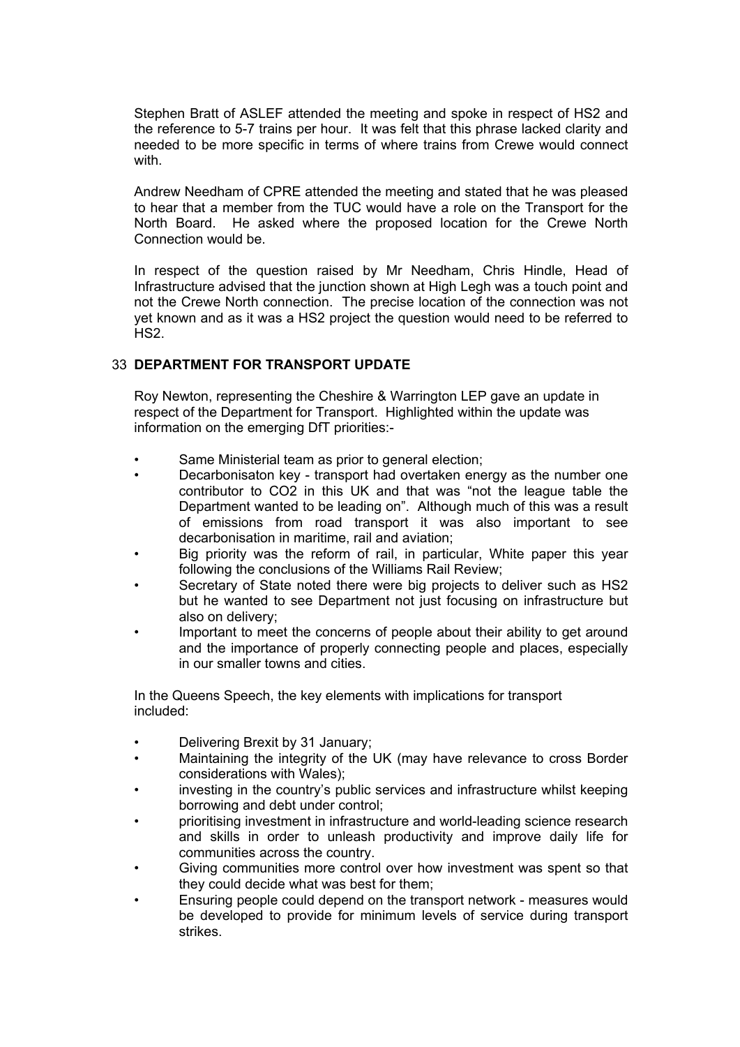Stephen Bratt of ASLEF attended the meeting and spoke in respect of HS2 and the reference to 5-7 trains per hour. It was felt that this phrase lacked clarity and needed to be more specific in terms of where trains from Crewe would connect with.

Andrew Needham of CPRE attended the meeting and stated that he was pleased to hear that a member from the TUC would have a role on the Transport for the North Board. He asked where the proposed location for the Crewe North Connection would be.

In respect of the question raised by Mr Needham, Chris Hindle, Head of Infrastructure advised that the junction shown at High Legh was a touch point and not the Crewe North connection. The precise location of the connection was not yet known and as it was a HS2 project the question would need to be referred to HS2.

## 33 DEPARTMENT FOR TRANSPORT UPDATE

Roy Newton, representing the Cheshire & Warrington LEP gave an update in respect of the Department for Transport. Highlighted within the update was information on the emerging DfT priorities:-

- Same Ministerial team as prior to general election;
- Decarbonisaton key - transport had overtaken energy as the number one contributor to CO2 in this UK and that was "not the league table the Department wanted to be leading on". Although much of this was a result of emissions from road transport it was also important to see decarbonisation in maritime, rail and aviation;
- Big priority was the reform of rail, in particular, White paper this year following the conclusions of the Williams Rail Review;
- Secretary of State noted there were big projects to deliver such as HS2 but he wanted to see Department not just focusing on infrastructure but also on delivery;
- Important to meet the concerns of people about their ability to get around and the importance of properly connecting people and places, especially in our smaller towns and cities.

In the Queens Speech, the key elements with implications for transport included:

- Delivering Brexit by 31 January;
- Maintaining the integrity of the UK (may have relevance to cross Border considerations with Wales);
- investing in the country's public services and infrastructure whilst keeping borrowing and debt under control;
- prioritising investment in infrastructure and world-leading science research and skills in order to unleash productivity and improve daily life for communities across the country.
- Giving communities more control over how investment was spent so that they could decide what was best for them;
- Ensuring people could depend on the transport network - measures would be developed to provide for minimum levels of service during transport strikes.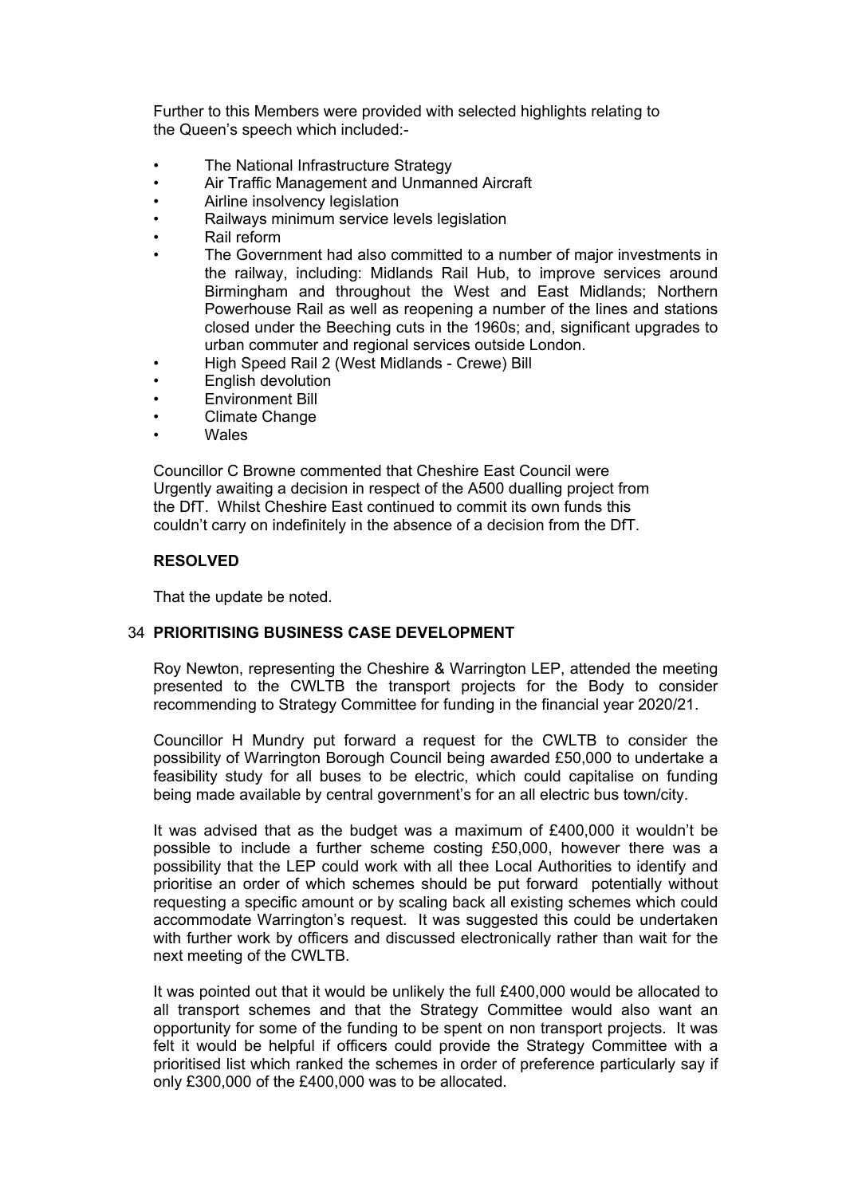Further to this Members were provided with selected highlights relating to the Queen's speech which included:-

- The National Infrastructure Strategy
- Air Traffic Management and Unmanned Aircraft
- Airline insolvency legislation
- Railways minimum service levels legislation
- Rail reform
- The Government had also committed to a number of major investments in the railway, including: Midlands Rail Hub, to improve services around Birmingham and throughout the West and East Midlands; Northern Powerhouse Rail as well as reopening a number of the lines and stations closed under the Beeching cuts in the 1960s; and, significant upgrades to urban commuter and regional services outside London.
- High Speed Rail 2 (West Midlands - Crewe) Bill
- English devolution
- Environment Bill
- Climate Change
- Wales

Councillor C Browne commented that Cheshire East Council were Urgently awaiting a decision in respect of the A500 dualling project from the DfT. Whilst Cheshire East continued to commit its own funds this couldn't carry on indefinitely in the absence of a decision from the DfT.

**RESOLVED**

That the update be noted.

## 34 PRIORITISING BUSINESS CASE DEVELOPMENT

Roy Newton, representing the Cheshire & Warrington LEP, attended the meeting presented to the CWLTB the transport projects for the Body to consider recommending to Strategy Committee for funding in the financial year 2020/21.

Councillor H Mundry put forward a request for the CWLTB to consider the possibility of Warrington Borough Council being awarded £50,000 to undertake a feasibility study for all buses to be electric, which could capitalise on funding being made available by central government's for an all electric bus town/city.

It was advised that as the budget was a maximum of £400,000 it wouldn't be possible to include a further scheme costing £50,000, however there was a possibility that the LEP could work with all thee Local Authorities to identify and prioritise an order of which schemes should be put forward potentially without requesting a specific amount or by scaling back all existing schemes which could accommodate Warrington's request. It was suggested this could be undertaken with further work by officers and discussed electronically rather than wait for the next meeting of the CWLTB.

It was pointed out that it would be unlikely the full £400,000 would be allocated to all transport schemes and that the Strategy Committee would also want an opportunity for some of the funding to be spent on non transport projects. It was felt it would be helpful if officers could provide the Strategy Committee with a prioritised list which ranked the schemes in order of preference particularly say if only £300,000 of the £400,000 was to be allocated.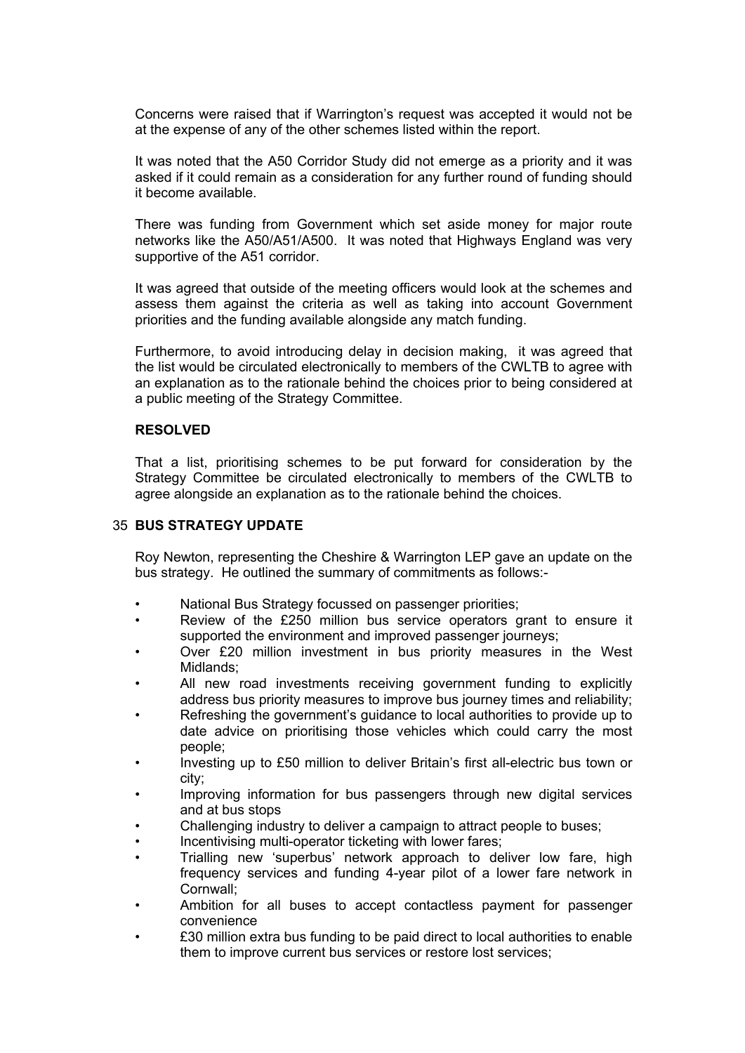Concerns were raised that if Warrington's request was accepted it would not be at the expense of any of the other schemes listed within the report.

It was noted that the A50 Corridor Study did not emerge as a priority and it was asked if it could remain as a consideration for any further round of funding should it become available.

There was funding from Government which set aside money for major route networks like the A50/A51/A500. It was noted that Highways England was very supportive of the A51 corridor.

It was agreed that outside of the meeting officers would look at the schemes and assess them against the criteria as well as taking into account Government priorities and the funding available alongside any match funding.

Furthermore, to avoid introducing delay in decision making, it was agreed that the list would be circulated electronically to members of the CWLTB to agree with an explanation as to the rationale behind the choices prior to being considered at a public meeting of the Strategy Committee.

**RESOLVED**

That a list, prioritising schemes to be put forward for consideration by the Strategy Committee be circulated electronically to members of the CWLTB to agree alongside an explanation as to the rationale behind the choices.

## 35 BUS STRATEGY UPDATE

Roy Newton, representing the Cheshire & Warrington LEP gave an update on the bus strategy. He outlined the summary of commitments as follows:-

- National Bus Strategy focussed on passenger priorities;
- Review of the £250 million bus service operators grant to ensure it supported the environment and improved passenger journeys;
- Over £20 million investment in bus priority measures in the West Midlands;
- All new road investments receiving government funding to explicitly address bus priority measures to improve bus journey times and reliability;
- Refreshing the government's guidance to local authorities to provide up to date advice on prioritising those vehicles which could carry the most people;
- Investing up to £50 million to deliver Britain's first all-electric bus town or city;
- Improving information for bus passengers through new digital services and at bus stops
- Challenging industry to deliver a campaign to attract people to buses;
- Incentivising multi-operator ticketing with lower fares;
- Trialling new 'superbus' network approach to deliver low fare, high frequency services and funding 4-year pilot of a lower fare network in Cornwall;
- Ambition for all buses to accept contactless payment for passenger convenience
- £30 million extra bus funding to be paid direct to local authorities to enable them to improve current bus services or restore lost services;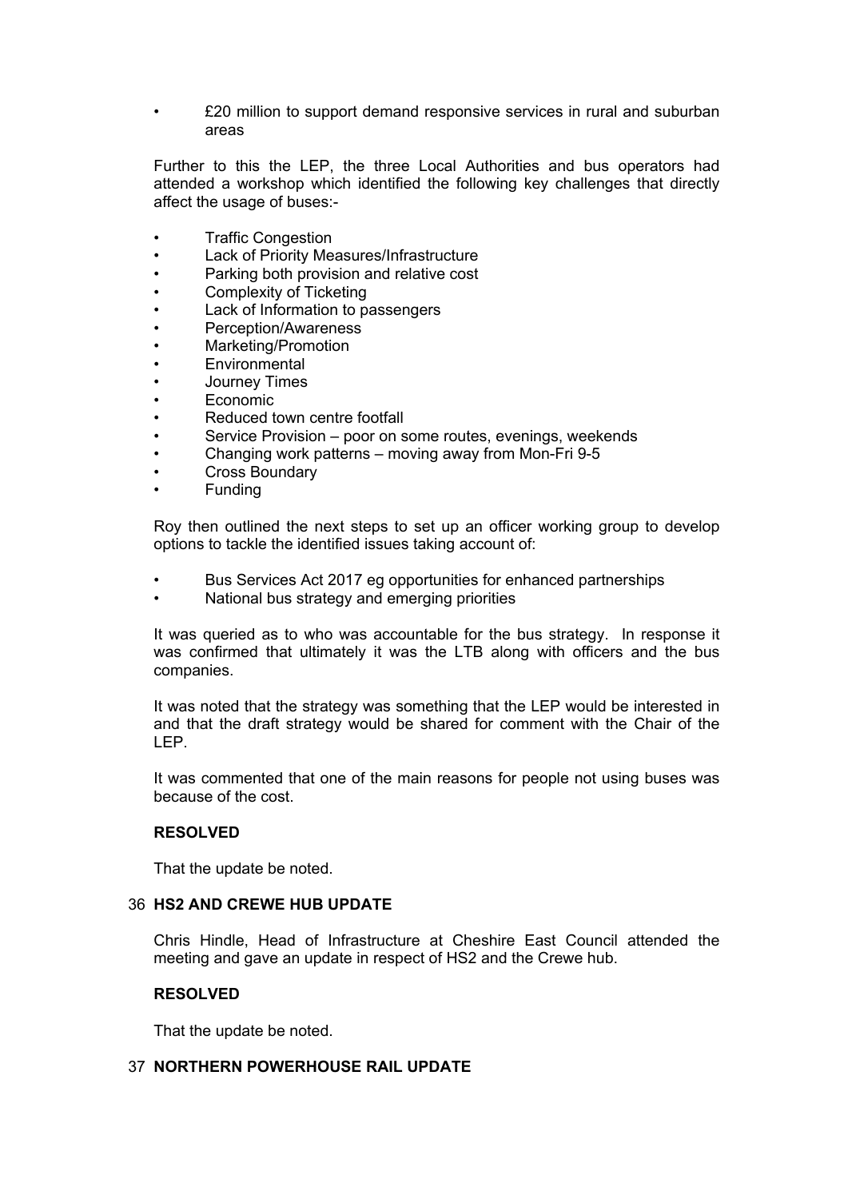- £20 million to support demand responsive services in rural and suburban areas

Further to this the LEP, the three Local Authorities and bus operators had attended a workshop which identified the following key challenges that directly affect the usage of buses:-

- Traffic Congestion
- Lack of Priority Measures/Infrastructure
- Parking both provision and relative cost
- Complexity of Ticketing
- Lack of Information to passengers
- Perception/Awareness
- Marketing/Promotion
- Environmental
- Journey Times
- Economic
- Reduced town centre footfall
- Service Provision – poor on some routes, evenings, weekends
- Changing work patterns – moving away from Mon-Fri 9-5
- Cross Boundary
- Funding

Roy then outlined the next steps to set up an officer working group to develop options to tackle the identified issues taking account of:

- Bus Services Act 2017 eg opportunities for enhanced partnerships
- National bus strategy and emerging priorities

It was queried as to who was accountable for the bus strategy. In response it was confirmed that ultimately it was the LTB along with officers and the bus companies.

It was noted that the strategy was something that the LEP would be interested in and that the draft strategy would be shared for comment with the Chair of the LEP.

It was commented that one of the main reasons for people not using buses was because of the cost.

**RESOLVED**

That the update be noted.

## 36 HS2 AND CREWE HUB UPDATE

Chris Hindle, Head of Infrastructure at Cheshire East Council attended the meeting and gave an update in respect of HS2 and the Crewe hub.

**RESOLVED**

That the update be noted.

## 37 NORTHERN POWERHOUSE RAIL UPDATE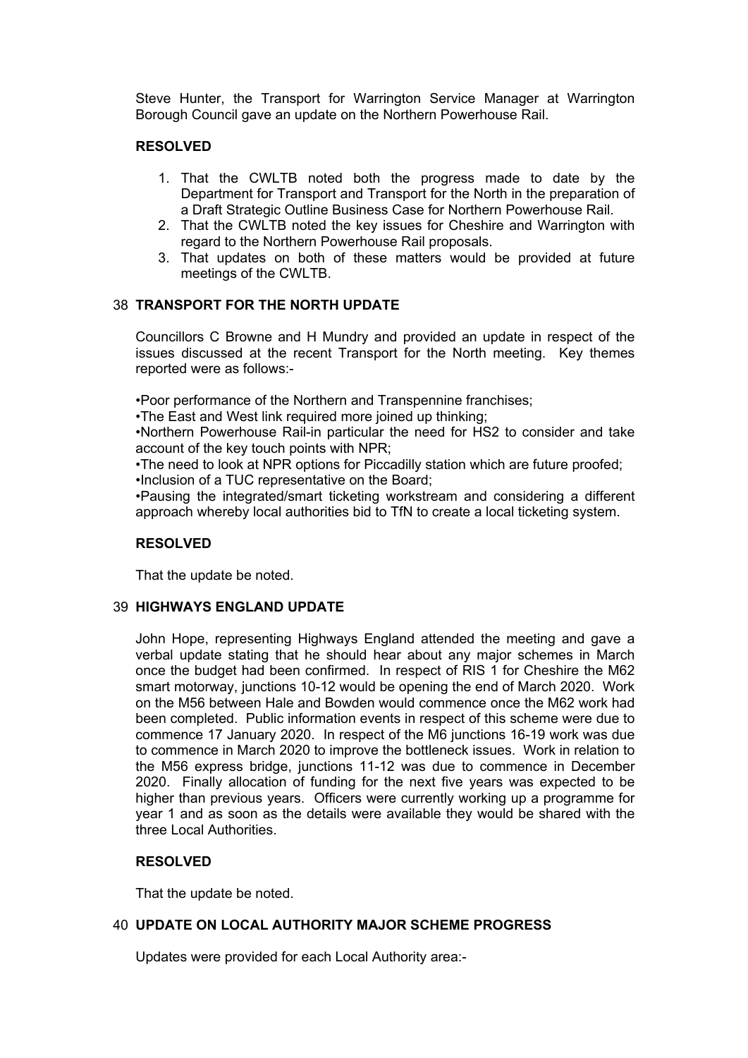Steve Hunter, the Transport for Warrington Service Manager at Warrington Borough Council gave an update on the Northern Powerhouse Rail.

**RESOLVED**

1. That the CWLTB noted both the progress made to date by the Department for Transport and Transport for the North in the preparation of a Draft Strategic Outline Business Case for Northern Powerhouse Rail.
2. That the CWLTB noted the key issues for Cheshire and Warrington with regard to the Northern Powerhouse Rail proposals.
3. That updates on both of these matters would be provided at future meetings of the CWLTB.

## 38 TRANSPORT FOR THE NORTH UPDATE

Councillors C Browne and H Mundry and provided an update in respect of the issues discussed at the recent Transport for the North meeting. Key themes reported were as follows:-

•Poor performance of the Northern and Transpennine franchises;
•The East and West link required more joined up thinking;
•Northern Powerhouse Rail-in particular the need for HS2 to consider and take account of the key touch points with NPR;
•The need to look at NPR options for Piccadilly station which are future proofed;
•Inclusion of a TUC representative on the Board;
•Pausing the integrated/smart ticketing workstream and considering a different approach whereby local authorities bid to TfN to create a local ticketing system.

**RESOLVED**

That the update be noted.

## 39 HIGHWAYS ENGLAND UPDATE

John Hope, representing Highways England attended the meeting and gave a verbal update stating that he should hear about any major schemes in March once the budget had been confirmed. In respect of RIS 1 for Cheshire the M62 smart motorway, junctions 10-12 would be opening the end of March 2020. Work on the M56 between Hale and Bowden would commence once the M62 work had been completed. Public information events in respect of this scheme were due to commence 17 January 2020. In respect of the M6 junctions 16-19 work was due to commence in March 2020 to improve the bottleneck issues. Work in relation to the M56 express bridge, junctions 11-12 was due to commence in December 2020. Finally allocation of funding for the next five years was expected to be higher than previous years. Officers were currently working up a programme for year 1 and as soon as the details were available they would be shared with the three Local Authorities.

**RESOLVED**

That the update be noted.

## 40 UPDATE ON LOCAL AUTHORITY MAJOR SCHEME PROGRESS

Updates were provided for each Local Authority area:-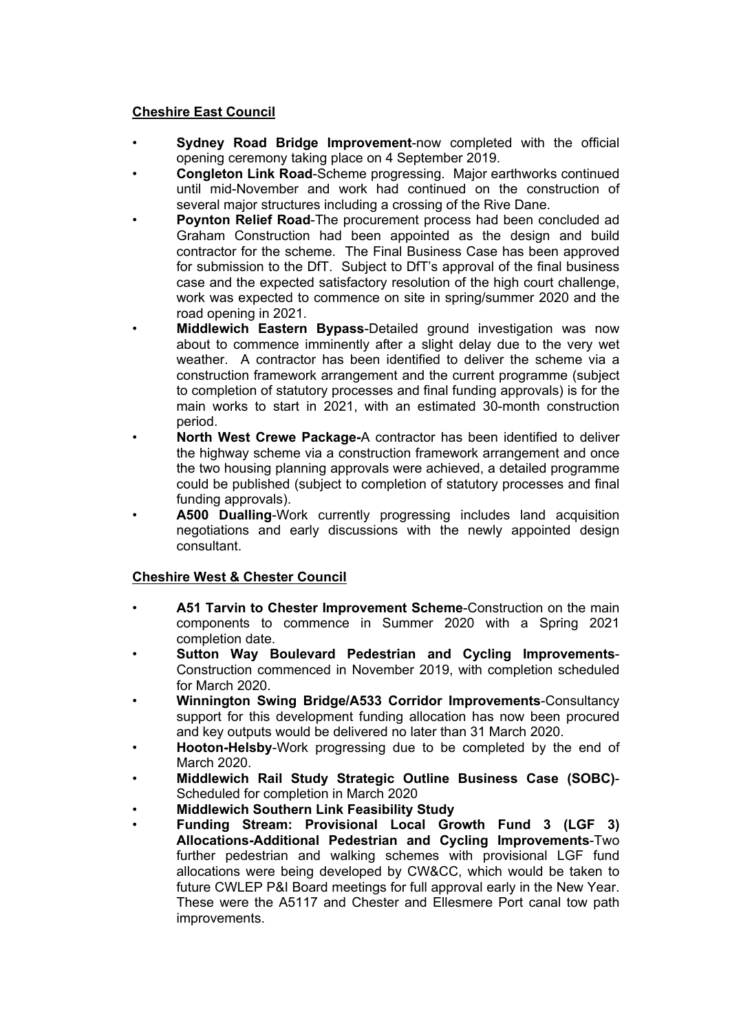**Cheshire East Council**

- **Sydney Road Bridge Improvement**-now completed with the official opening ceremony taking place on 4 September 2019.
- **Congleton Link Road**-Scheme progressing. Major earthworks continued until mid-November and work had continued on the construction of several major structures including a crossing of the Rive Dane.
- **Poynton Relief Road**-The procurement process had been concluded ad Graham Construction had been appointed as the design and build contractor for the scheme. The Final Business Case has been approved for submission to the DfT. Subject to DfT's approval of the final business case and the expected satisfactory resolution of the high court challenge, work was expected to commence on site in spring/summer 2020 and the road opening in 2021.
- **Middlewich Eastern Bypass**-Detailed ground investigation was now about to commence imminently after a slight delay due to the very wet weather. A contractor has been identified to deliver the scheme via a construction framework arrangement and the current programme (subject to completion of statutory processes and final funding approvals) is for the main works to start in 2021, with an estimated 30-month construction period.
- **North West Crewe Package-**A contractor has been identified to deliver the highway scheme via a construction framework arrangement and once the two housing planning approvals were achieved, a detailed programme could be published (subject to completion of statutory processes and final funding approvals).
- **A500 Dualling**-Work currently progressing includes land acquisition negotiations and early discussions with the newly appointed design consultant.

**Cheshire West & Chester Council**

- **A51 Tarvin to Chester Improvement Scheme**-Construction on the main components to commence in Summer 2020 with a Spring 2021 completion date.
- **Sutton Way Boulevard Pedestrian and Cycling Improvements**-Construction commenced in November 2019, with completion scheduled for March 2020.
- **Winnington Swing Bridge/A533 Corridor Improvements**-Consultancy support for this development funding allocation has now been procured and key outputs would be delivered no later than 31 March 2020.
- **Hooton-Helsby**-Work progressing due to be completed by the end of March 2020.
- **Middlewich Rail Study Strategic Outline Business Case (SOBC)**-Scheduled for completion in March 2020
- **Middlewich Southern Link Feasibility Study**
- **Funding Stream: Provisional Local Growth Fund 3 (LGF 3) Allocations-Additional Pedestrian and Cycling Improvements**-Two further pedestrian and walking schemes with provisional LGF fund allocations were being developed by CW&CC, which would be taken to future CWLEP P&I Board meetings for full approval early in the New Year. These were the A5117 and Chester and Ellesmere Port canal tow path improvements.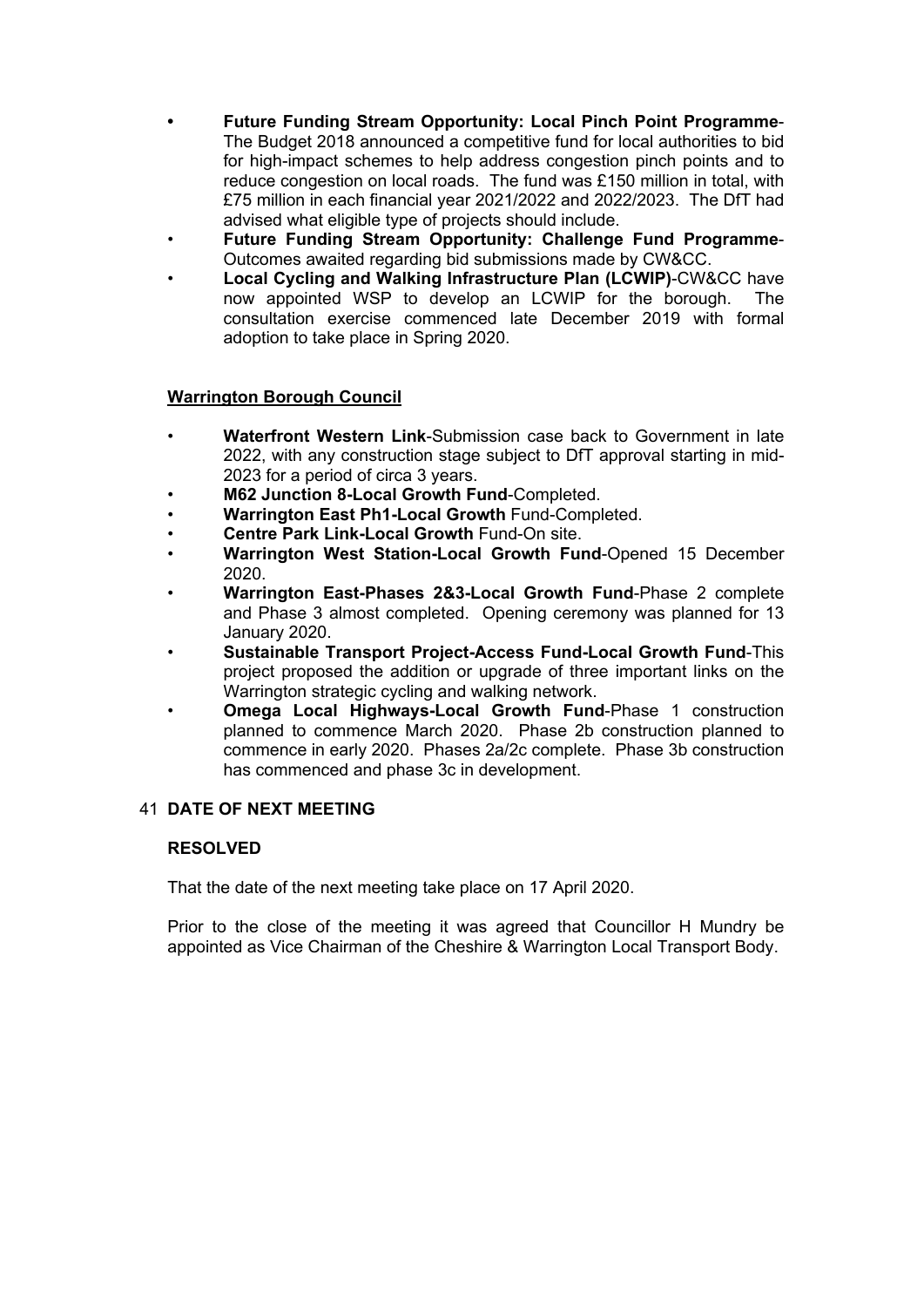- **Future Funding Stream Opportunity: Local Pinch Point Programme**-The Budget 2018 announced a competitive fund for local authorities to bid for high-impact schemes to help address congestion pinch points and to reduce congestion on local roads. The fund was £150 million in total, with £75 million in each financial year 2021/2022 and 2022/2023. The DfT had advised what eligible type of projects should include.
- **Future Funding Stream Opportunity: Challenge Fund Programme**-Outcomes awaited regarding bid submissions made by CW&CC.
- **Local Cycling and Walking Infrastructure Plan (LCWIP)**-CW&CC have now appointed WSP to develop an LCWIP for the borough. The consultation exercise commenced late December 2019 with formal adoption to take place in Spring 2020.

**Warrington Borough Council**

- **Waterfront Western Link**-Submission case back to Government in late 2022, with any construction stage subject to DfT approval starting in mid-2023 for a period of circa 3 years.
- **M62 Junction 8-Local Growth Fund**-Completed.
- **Warrington East Ph1-Local Growth** Fund-Completed.
- **Centre Park Link-Local Growth** Fund-On site.
- **Warrington West Station-Local Growth Fund**-Opened 15 December 2020.
- **Warrington East-Phases 2&3-Local Growth Fund**-Phase 2 complete and Phase 3 almost completed. Opening ceremony was planned for 13 January 2020.
- **Sustainable Transport Project-Access Fund-Local Growth Fund**-This project proposed the addition or upgrade of three important links on the Warrington strategic cycling and walking network.
- **Omega Local Highways-Local Growth Fund**-Phase 1 construction planned to commence March 2020. Phase 2b construction planned to commence in early 2020. Phases 2a/2c complete. Phase 3b construction has commenced and phase 3c in development.

## 41 DATE OF NEXT MEETING

**RESOLVED**

That the date of the next meeting take place on 17 April 2020.

Prior to the close of the meeting it was agreed that Councillor H Mundry be appointed as Vice Chairman of the Cheshire & Warrington Local Transport Body.